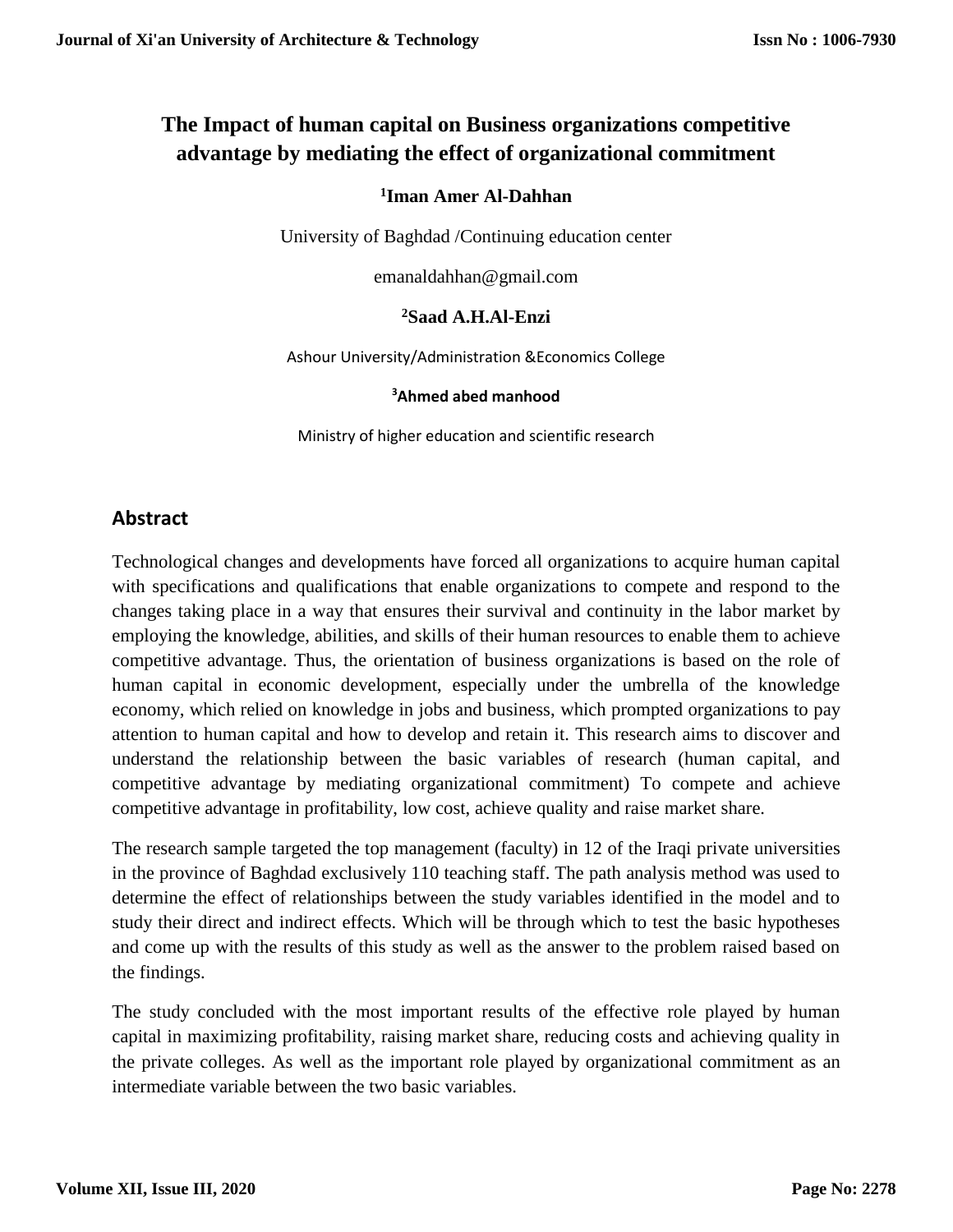# The Impact of human capital on Business organizations competitive advantage by mediating the effect of organizational commitment

**[1]Iman Amer Al-Dahhan**

University of Baghdad /Continuing education center

emanaldahhan@gmail.com

**[2]Saad A.H.Al-Enzi**

Ashour University/Administration &Economics College

**[3]Ahmed abed manhood**

Ministry of higher education and scientific research

## Abstract

Technological changes and developments have forced all organizations to acquire human capital with specifications and qualifications that enable organizations to compete and respond to the changes taking place in a way that ensures their survival and continuity in the labor market by employing the knowledge, abilities, and skills of their human resources to enable them to achieve competitive advantage. Thus, the orientation of business organizations is based on the role of human capital in economic development, especially under the umbrella of the knowledge economy, which relied on knowledge in jobs and business, which prompted organizations to pay attention to human capital and how to develop and retain it. This research aims to discover and understand the relationship between the basic variables of research (human capital, and competitive advantage by mediating organizational commitment) To compete and achieve competitive advantage in profitability, low cost, achieve quality and raise market share.

The research sample targeted the top management (faculty) in 12 of the Iraqi private universities in the province of Baghdad exclusively 110 teaching staff. The path analysis method was used to determine the effect of relationships between the study variables identified in the model and to study their direct and indirect effects. Which will be through which to test the basic hypotheses and come up with the results of this study as well as the answer to the problem raised based on the findings.

The study concluded with the most important results of the effective role played by human capital in maximizing profitability, raising market share, reducing costs and achieving quality in the private colleges. As well as the important role played by organizational commitment as an intermediate variable between the two basic variables.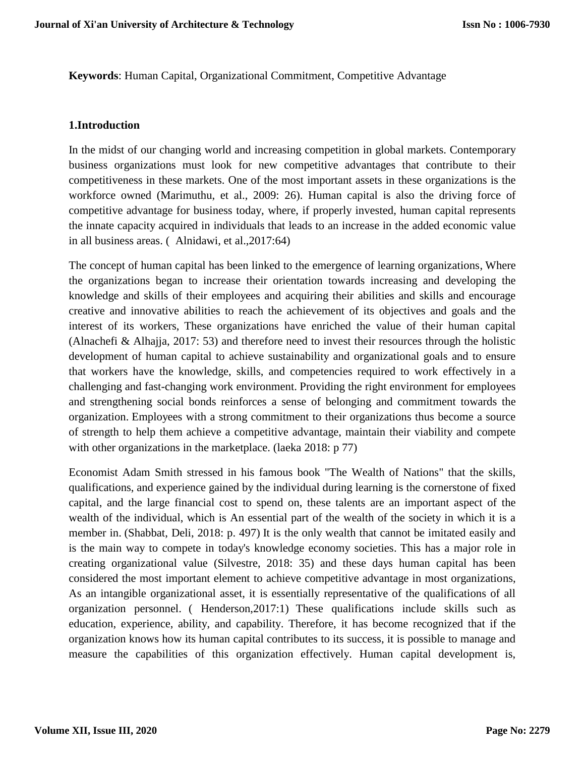**Keywords**: Human Capital, Organizational Commitment, Competitive Advantage

## 1.Introduction

In the midst of our changing world and increasing competition in global markets. Contemporary business organizations must look for new competitive advantages that contribute to their competitiveness in these markets. One of the most important assets in these organizations is the workforce owned (Marimuthu, et al., 2009: 26). Human capital is also the driving force of competitive advantage for business today, where, if properly invested, human capital represents the innate capacity acquired in individuals that leads to an increase in the added economic value in all business areas. ( Alnidawi, et al.,2017:64)

The concept of human capital has been linked to the emergence of learning organizations, Where the organizations began to increase their orientation towards increasing and developing the knowledge and skills of their employees and acquiring their abilities and skills and encourage creative and innovative abilities to reach the achievement of its objectives and goals and the interest of its workers, These organizations have enriched the value of their human capital (Alnachefi & Alhajja, 2017: 53) and therefore need to invest their resources through the holistic development of human capital to achieve sustainability and organizational goals and to ensure that workers have the knowledge, skills, and competencies required to work effectively in a challenging and fast-changing work environment. Providing the right environment for employees and strengthening social bonds reinforces a sense of belonging and commitment towards the organization. Employees with a strong commitment to their organizations thus become a source of strength to help them achieve a competitive advantage, maintain their viability and compete with other organizations in the marketplace. (laeka 2018: p 77)

Economist Adam Smith stressed in his famous book "The Wealth of Nations" that the skills, qualifications, and experience gained by the individual during learning is the cornerstone of fixed capital, and the large financial cost to spend on, these talents are an important aspect of the wealth of the individual, which is An essential part of the wealth of the society in which it is a member in. (Shabbat, Deli, 2018: p. 497) It is the only wealth that cannot be imitated easily and is the main way to compete in today's knowledge economy societies. This has a major role in creating organizational value (Silvestre, 2018: 35) and these days human capital has been considered the most important element to achieve competitive advantage in most organizations, As an intangible organizational asset, it is essentially representative of the qualifications of all organization personnel. ( Henderson,2017:1) These qualifications include skills such as education, experience, ability, and capability. Therefore, it has become recognized that if the organization knows how its human capital contributes to its success, it is possible to manage and measure the capabilities of this organization effectively. Human capital development is,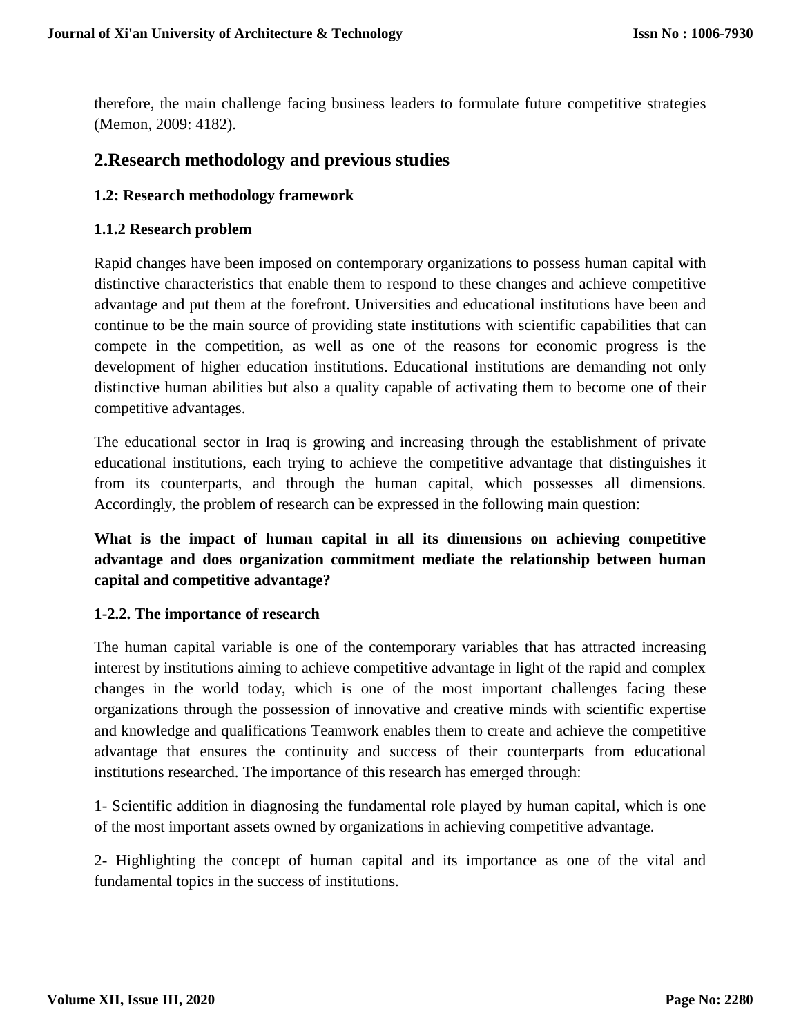therefore, the main challenge facing business leaders to formulate future competitive strategies (Memon, 2009: 4182).

## 2.Research methodology and previous studies

### 1.2: Research methodology framework

#### 1.1.2 Research problem

Rapid changes have been imposed on contemporary organizations to possess human capital with distinctive characteristics that enable them to respond to these changes and achieve competitive advantage and put them at the forefront. Universities and educational institutions have been and continue to be the main source of providing state institutions with scientific capabilities that can compete in the competition, as well as one of the reasons for economic progress is the development of higher education institutions. Educational institutions are demanding not only distinctive human abilities but also a quality capable of activating them to become one of their competitive advantages.

The educational sector in Iraq is growing and increasing through the establishment of private educational institutions, each trying to achieve the competitive advantage that distinguishes it from its counterparts, and through the human capital, which possesses all dimensions. Accordingly, the problem of research can be expressed in the following main question:

**What is the impact of human capital in all its dimensions on achieving competitive advantage and does organization commitment mediate the relationship between human capital and competitive advantage?**

#### 1-2.2. The importance of research

The human capital variable is one of the contemporary variables that has attracted increasing interest by institutions aiming to achieve competitive advantage in light of the rapid and complex changes in the world today, which is one of the most important challenges facing these organizations through the possession of innovative and creative minds with scientific expertise and knowledge and qualifications Teamwork enables them to create and achieve the competitive advantage that ensures the continuity and success of their counterparts from educational institutions researched. The importance of this research has emerged through:

1- Scientific addition in diagnosing the fundamental role played by human capital, which is one of the most important assets owned by organizations in achieving competitive advantage.

2- Highlighting the concept of human capital and its importance as one of the vital and fundamental topics in the success of institutions.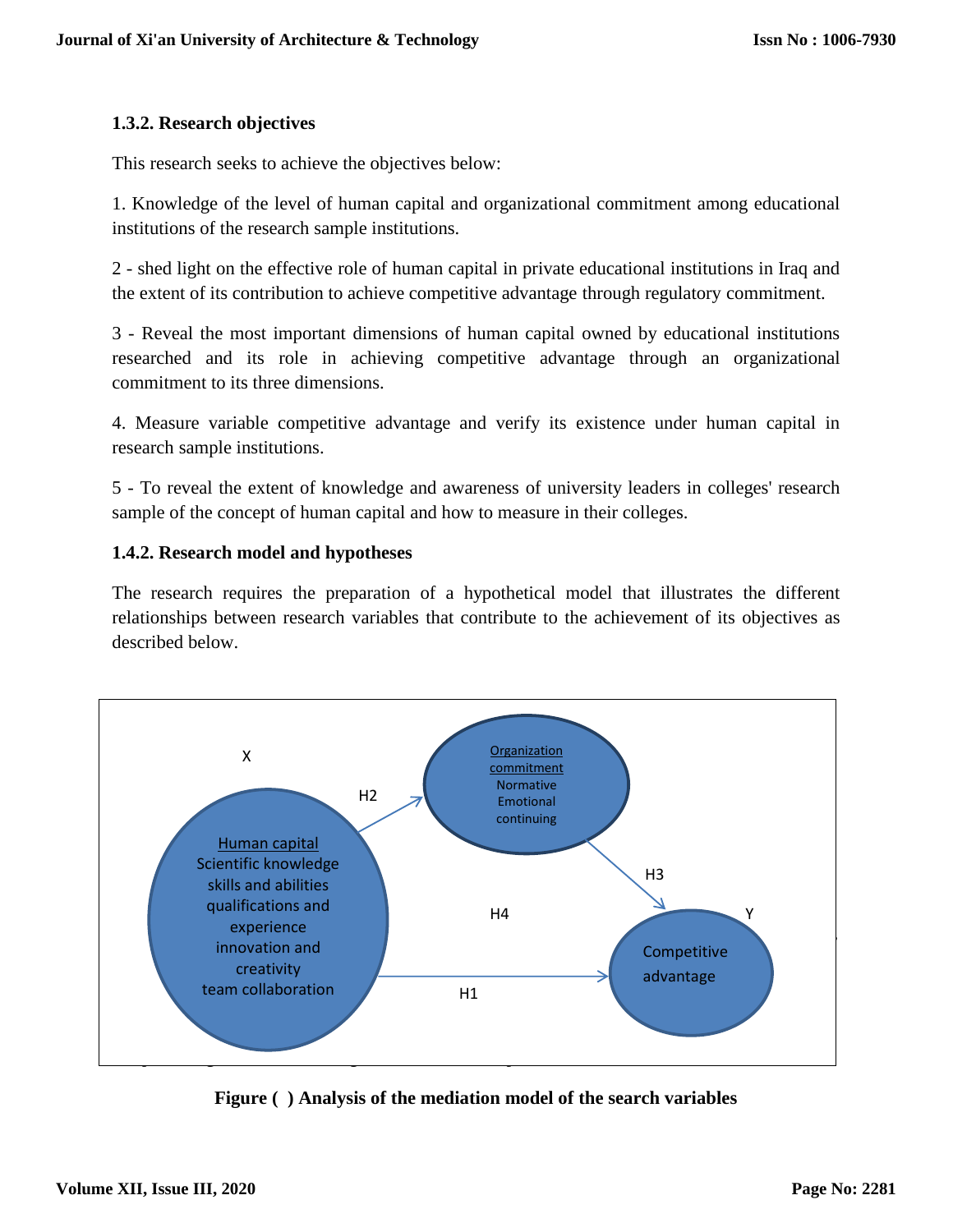### 1.3.2. Research objectives

This research seeks to achieve the objectives below:

1. Knowledge of the level of human capital and organizational commitment among educational institutions of the research sample institutions.

2 - shed light on the effective role of human capital in private educational institutions in Iraq and the extent of its contribution to achieve competitive advantage through regulatory commitment.

3 - Reveal the most important dimensions of human capital owned by educational institutions researched and its role in achieving competitive advantage through an organizational commitment to its three dimensions.

4. Measure variable competitive advantage and verify its existence under human capital in research sample institutions.

5 - To reveal the extent of knowledge and awareness of university leaders in colleges' research sample of the concept of human capital and how to measure in their colleges.

### 1.4.2. Research model and hypotheses

The research requires the preparation of a hypothetical model that illustrates the different relationships between research variables that contribute to the achievement of its objectives as described below.

X

Human capital
Scientific knowledge
skills and abilities
qualifications and experience
innovation and creativity
team collaboration

H2

Organization commitment
Normative
Emotional
continuing

H3

H4

Y

Competitive advantage

H1

**Figure ( ) Analysis of the mediation model of the search variables**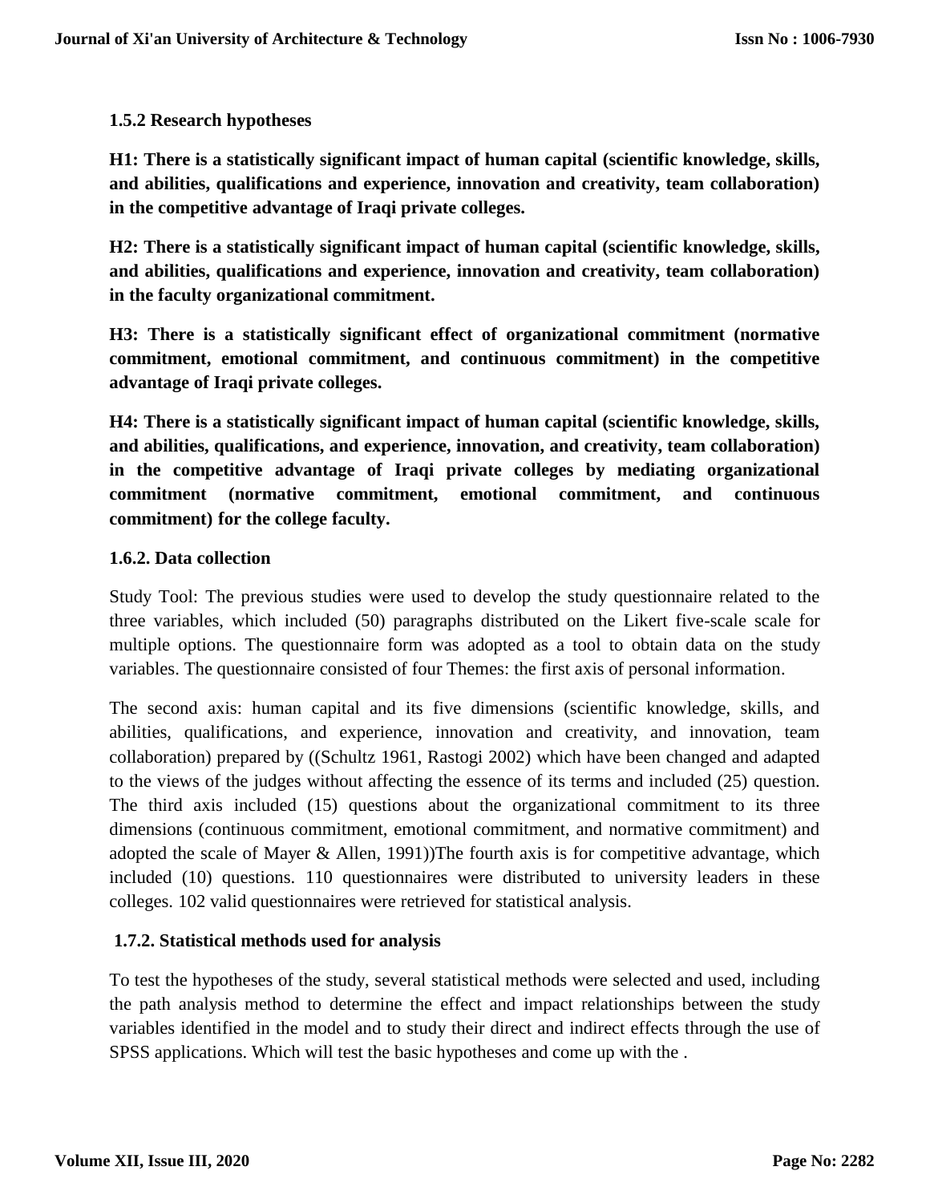### 1.5.2 Research hypotheses

**H1: There is a statistically significant impact of human capital (scientific knowledge, skills, and abilities, qualifications and experience, innovation and creativity, team collaboration) in the competitive advantage of Iraqi private colleges.**

**H2: There is a statistically significant impact of human capital (scientific knowledge, skills, and abilities, qualifications and experience, innovation and creativity, team collaboration) in the faculty organizational commitment.**

**H3: There is a statistically significant effect of organizational commitment (normative commitment, emotional commitment, and continuous commitment) in the competitive advantage of Iraqi private colleges.**

**H4: There is a statistically significant impact of human capital (scientific knowledge, skills, and abilities, qualifications, and experience, innovation, and creativity, team collaboration) in the competitive advantage of Iraqi private colleges by mediating organizational commitment (normative commitment, emotional commitment, and continuous commitment) for the college faculty.**

### 1.6.2. Data collection

Study Tool: The previous studies were used to develop the study questionnaire related to the three variables, which included (50) paragraphs distributed on the Likert five-scale scale for multiple options. The questionnaire form was adopted as a tool to obtain data on the study variables. The questionnaire consisted of four Themes: the first axis of personal information.

The second axis: human capital and its five dimensions (scientific knowledge, skills, and abilities, qualifications, and experience, innovation and creativity, and innovation, team collaboration) prepared by ((Schultz 1961, Rastogi 2002) which have been changed and adapted to the views of the judges without affecting the essence of its terms and included (25) question. The third axis included (15) questions about the organizational commitment to its three dimensions (continuous commitment, emotional commitment, and normative commitment) and adopted the scale of Mayer & Allen, 1991))The fourth axis is for competitive advantage, which included (10) questions. 110 questionnaires were distributed to university leaders in these colleges. 102 valid questionnaires were retrieved for statistical analysis.

### 1.7.2. Statistical methods used for analysis

To test the hypotheses of the study, several statistical methods were selected and used, including the path analysis method to determine the effect and impact relationships between the study variables identified in the model and to study their direct and indirect effects through the use of SPSS applications. Which will test the basic hypotheses and come up with the .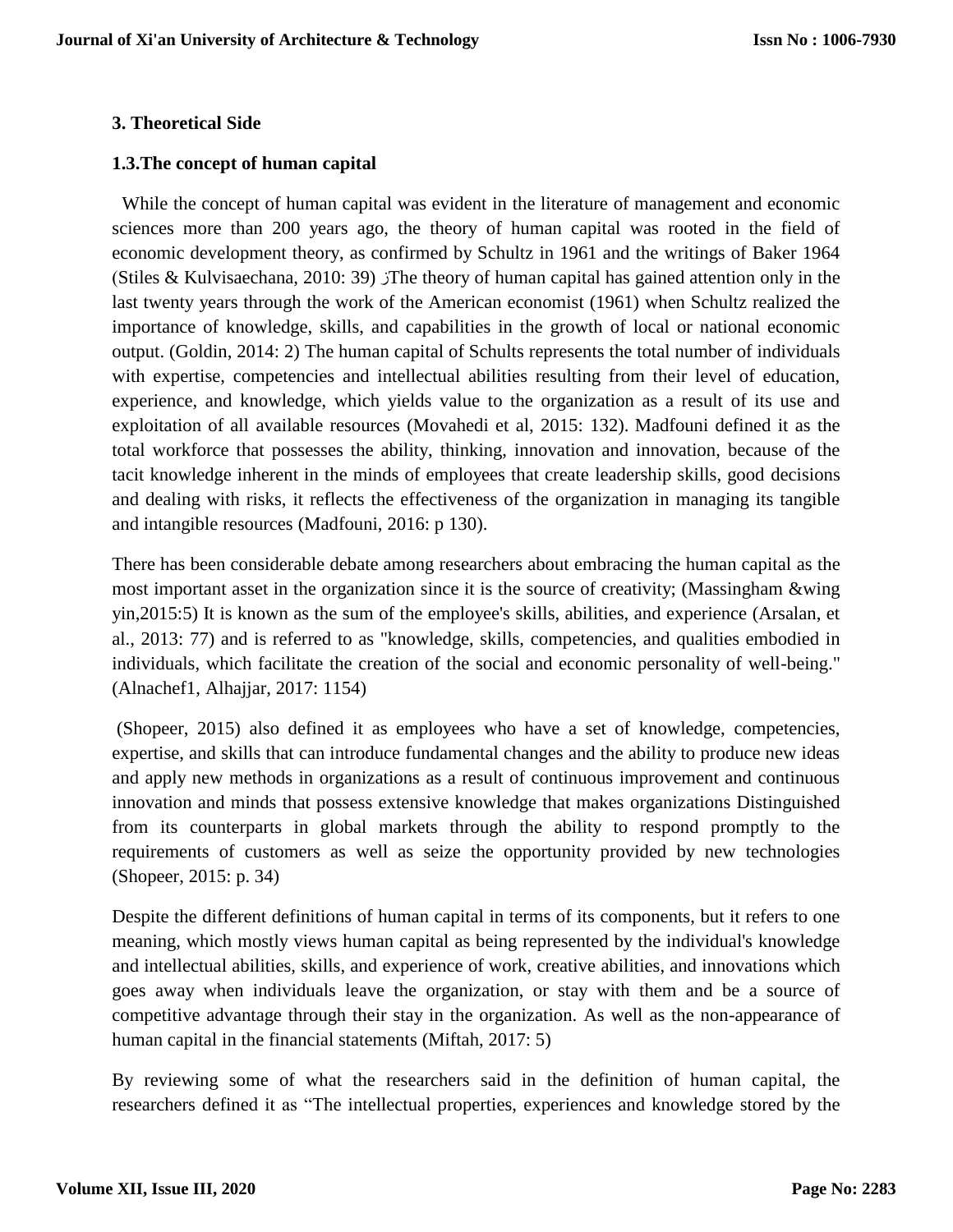### 3. Theoretical Side

### 1.3.The concept of human capital

While the concept of human capital was evident in the literature of management and economic sciences more than 200 years ago, the theory of human capital was rooted in the field of economic development theory, as confirmed by Schultz in 1961 and the writings of Baker 1964 (Stiles & Kulvisaechana, 2010: 39) ؛The theory of human capital has gained attention only in the last twenty years through the work of the American economist (1961) when Schultz realized the importance of knowledge, skills, and capabilities in the growth of local or national economic output. (Goldin, 2014: 2) The human capital of Schults represents the total number of individuals with expertise, competencies and intellectual abilities resulting from their level of education, experience, and knowledge, which yields value to the organization as a result of its use and exploitation of all available resources (Movahedi et al, 2015: 132). Madfouni defined it as the total workforce that possesses the ability, thinking, innovation and innovation, because of the tacit knowledge inherent in the minds of employees that create leadership skills, good decisions and dealing with risks, it reflects the effectiveness of the organization in managing its tangible and intangible resources (Madfouni, 2016: p 130).

There has been considerable debate among researchers about embracing the human capital as the most important asset in the organization since it is the source of creativity; (Massingham &wing yin,2015:5) It is known as the sum of the employee's skills, abilities, and experience (Arsalan, et al., 2013: 77) and is referred to as "knowledge, skills, competencies, and qualities embodied in individuals, which facilitate the creation of the social and economic personality of well-being." (Alnachef1, Alhajjar, 2017: 1154)

(Shopeer, 2015) also defined it as employees who have a set of knowledge, competencies, expertise, and skills that can introduce fundamental changes and the ability to produce new ideas and apply new methods in organizations as a result of continuous improvement and continuous innovation and minds that possess extensive knowledge that makes organizations Distinguished from its counterparts in global markets through the ability to respond promptly to the requirements of customers as well as seize the opportunity provided by new technologies (Shopeer, 2015: p. 34)

Despite the different definitions of human capital in terms of its components, but it refers to one meaning, which mostly views human capital as being represented by the individual's knowledge and intellectual abilities, skills, and experience of work, creative abilities, and innovations which goes away when individuals leave the organization, or stay with them and be a source of competitive advantage through their stay in the organization. As well as the non-appearance of human capital in the financial statements (Miftah, 2017: 5)

By reviewing some of what the researchers said in the definition of human capital, the researchers defined it as "The intellectual properties, experiences and knowledge stored by the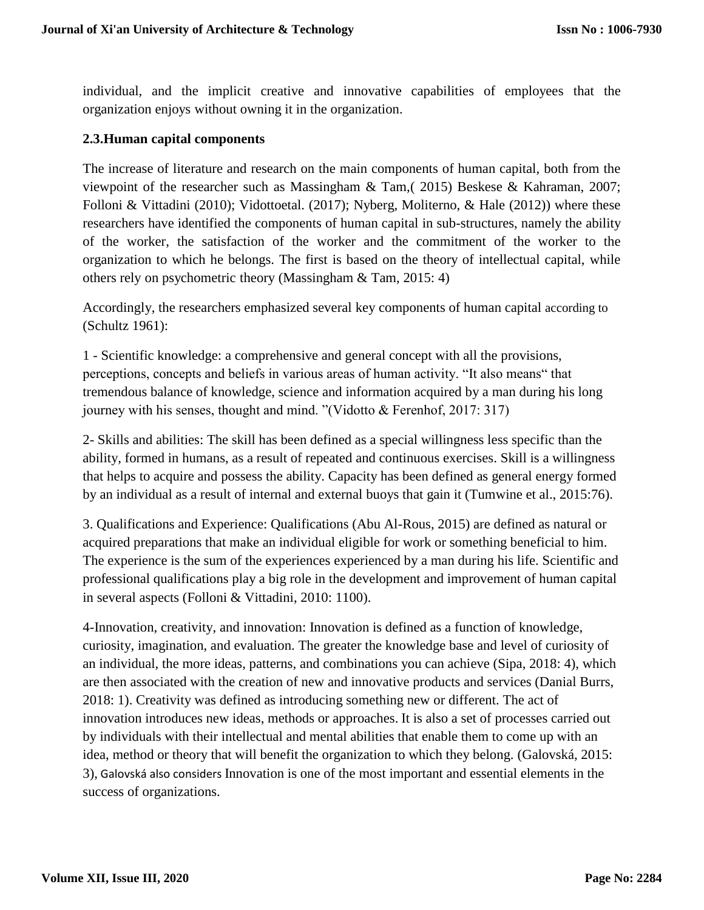individual, and the implicit creative and innovative capabilities of employees that the organization enjoys without owning it in the organization.

### 2.3.Human capital components

The increase of literature and research on the main components of human capital, both from the viewpoint of the researcher such as Massingham & Tam,( 2015) Beskese & Kahraman, 2007; Folloni & Vittadini (2010); Vidottoetal. (2017); Nyberg, Moliterno, & Hale (2012)) where these researchers have identified the components of human capital in sub-structures, namely the ability of the worker, the satisfaction of the worker and the commitment of the worker to the organization to which he belongs. The first is based on the theory of intellectual capital, while others rely on psychometric theory (Massingham & Tam, 2015: 4)

Accordingly, the researchers emphasized several key components of human capital according to (Schultz 1961):

1 - Scientific knowledge: a comprehensive and general concept with all the provisions, perceptions, concepts and beliefs in various areas of human activity. "It also means" that tremendous balance of knowledge, science and information acquired by a man during his long journey with his senses, thought and mind. "(Vidotto & Ferenhof, 2017: 317)

2- Skills and abilities: The skill has been defined as a special willingness less specific than the ability, formed in humans, as a result of repeated and continuous exercises. Skill is a willingness that helps to acquire and possess the ability. Capacity has been defined as general energy formed by an individual as a result of internal and external buoys that gain it (Tumwine et al., 2015:76).

3. Qualifications and Experience: Qualifications (Abu Al-Rous, 2015) are defined as natural or acquired preparations that make an individual eligible for work or something beneficial to him. The experience is the sum of the experiences experienced by a man during his life. Scientific and professional qualifications play a big role in the development and improvement of human capital in several aspects (Folloni & Vittadini, 2010: 1100).

4-Innovation, creativity, and innovation: Innovation is defined as a function of knowledge, curiosity, imagination, and evaluation. The greater the knowledge base and level of curiosity of an individual, the more ideas, patterns, and combinations you can achieve (Sipa, 2018: 4), which are then associated with the creation of new and innovative products and services (Danial Burrs, 2018: 1). Creativity was defined as introducing something new or different. The act of innovation introduces new ideas, methods or approaches. It is also a set of processes carried out by individuals with their intellectual and mental abilities that enable them to come up with an idea, method or theory that will benefit the organization to which they belong. (Galovská, 2015: 3), Galovská also considers Innovation is one of the most important and essential elements in the success of organizations.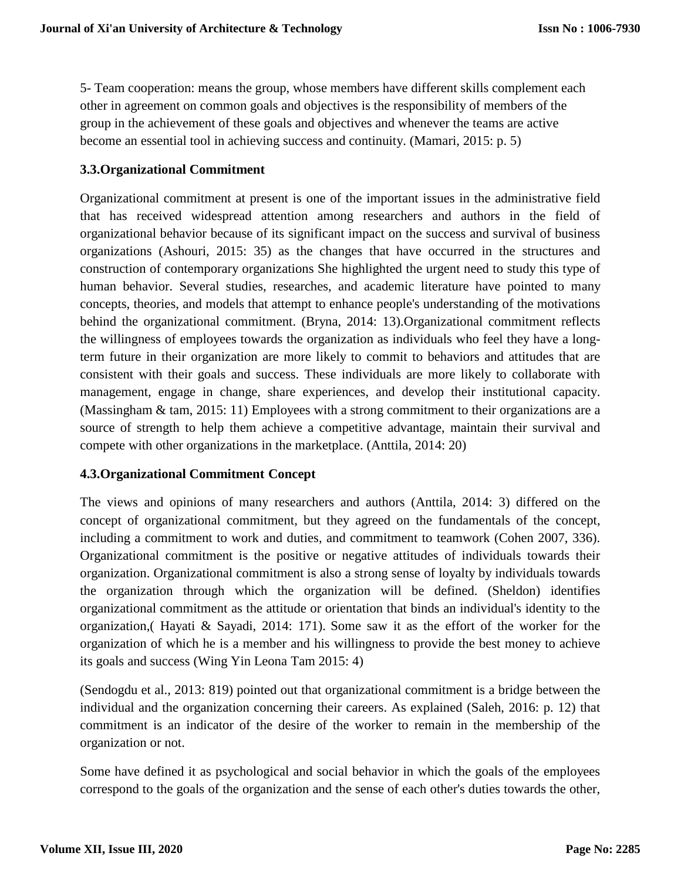5- Team cooperation: means the group, whose members have different skills complement each other in agreement on common goals and objectives is the responsibility of members of the group in the achievement of these goals and objectives and whenever the teams are active become an essential tool in achieving success and continuity. (Mamari, 2015: p. 5)

### 3.3.Organizational Commitment

Organizational commitment at present is one of the important issues in the administrative field that has received widespread attention among researchers and authors in the field of organizational behavior because of its significant impact on the success and survival of business organizations (Ashouri, 2015: 35) as the changes that have occurred in the structures and construction of contemporary organizations She highlighted the urgent need to study this type of human behavior. Several studies, researches, and academic literature have pointed to many concepts, theories, and models that attempt to enhance people's understanding of the motivations behind the organizational commitment. (Bryna, 2014: 13).Organizational commitment reflects the willingness of employees towards the organization as individuals who feel they have a long-term future in their organization are more likely to commit to behaviors and attitudes that are consistent with their goals and success. These individuals are more likely to collaborate with management, engage in change, share experiences, and develop their institutional capacity. (Massingham & tam, 2015: 11) Employees with a strong commitment to their organizations are a source of strength to help them achieve a competitive advantage, maintain their survival and compete with other organizations in the marketplace. (Anttila, 2014: 20)

### 4.3.Organizational Commitment Concept

The views and opinions of many researchers and authors (Anttila, 2014: 3) differed on the concept of organizational commitment, but they agreed on the fundamentals of the concept, including a commitment to work and duties, and commitment to teamwork (Cohen 2007, 336). Organizational commitment is the positive or negative attitudes of individuals towards their organization. Organizational commitment is also a strong sense of loyalty by individuals towards the organization through which the organization will be defined. (Sheldon) identifies organizational commitment as the attitude or orientation that binds an individual's identity to the organization,( Hayati & Sayadi, 2014: 171). Some saw it as the effort of the worker for the organization of which he is a member and his willingness to provide the best money to achieve its goals and success (Wing Yin Leona Tam 2015: 4)

(Sendogdu et al., 2013: 819) pointed out that organizational commitment is a bridge between the individual and the organization concerning their careers. As explained (Saleh, 2016: p. 12) that commitment is an indicator of the desire of the worker to remain in the membership of the organization or not.

Some have defined it as psychological and social behavior in which the goals of the employees correspond to the goals of the organization and the sense of each other's duties towards the other,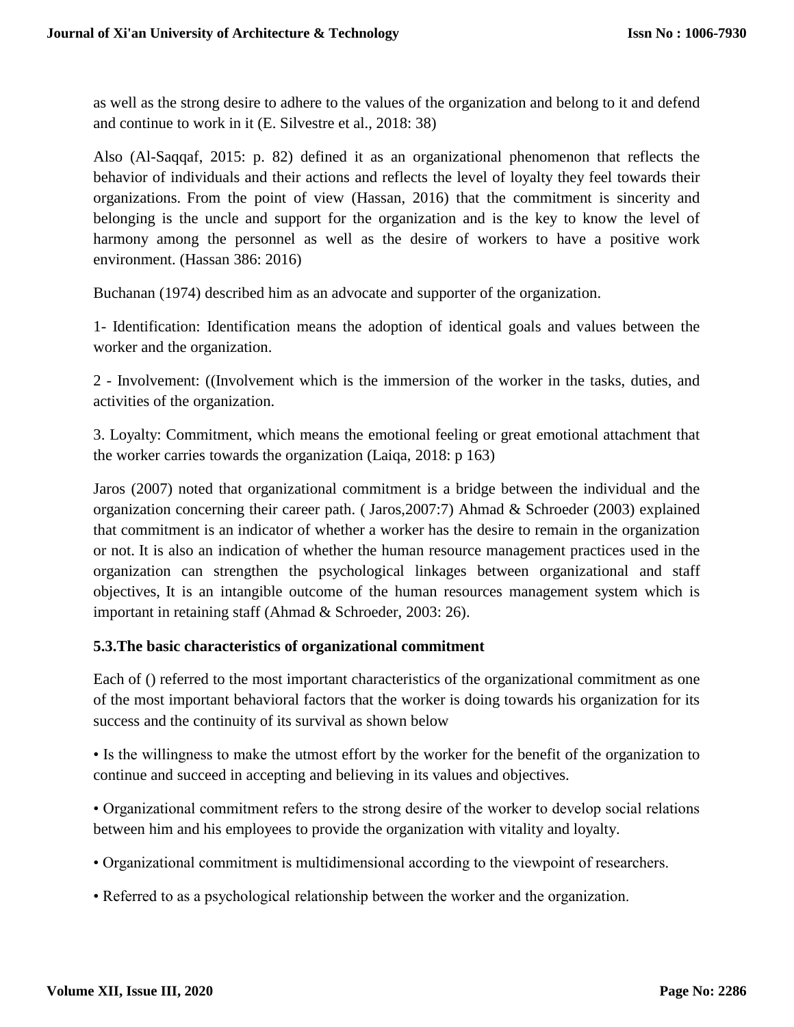as well as the strong desire to adhere to the values of the organization and belong to it and defend and continue to work in it (E. Silvestre et al., 2018: 38)

Also (Al-Saqqaf, 2015: p. 82) defined it as an organizational phenomenon that reflects the behavior of individuals and their actions and reflects the level of loyalty they feel towards their organizations. From the point of view (Hassan, 2016) that the commitment is sincerity and belonging is the uncle and support for the organization and is the key to know the level of harmony among the personnel as well as the desire of workers to have a positive work environment. (Hassan 386: 2016)

Buchanan (1974) described him as an advocate and supporter of the organization.

1- Identification: Identification means the adoption of identical goals and values between the worker and the organization.

2 - Involvement: ((Involvement which is the immersion of the worker in the tasks, duties, and activities of the organization.

3. Loyalty: Commitment, which means the emotional feeling or great emotional attachment that the worker carries towards the organization (Laiqa, 2018: p 163)

Jaros (2007) noted that organizational commitment is a bridge between the individual and the organization concerning their career path. ( Jaros,2007:7) Ahmad & Schroeder (2003) explained that commitment is an indicator of whether a worker has the desire to remain in the organization or not. It is also an indication of whether the human resource management practices used in the organization can strengthen the psychological linkages between organizational and staff objectives, It is an intangible outcome of the human resources management system which is important in retaining staff (Ahmad & Schroeder, 2003: 26).

### 5.3.The basic characteristics of organizational commitment

Each of () referred to the most important characteristics of the organizational commitment as one of the most important behavioral factors that the worker is doing towards his organization for its success and the continuity of its survival as shown below

• Is the willingness to make the utmost effort by the worker for the benefit of the organization to continue and succeed in accepting and believing in its values and objectives.

• Organizational commitment refers to the strong desire of the worker to develop social relations between him and his employees to provide the organization with vitality and loyalty.

• Organizational commitment is multidimensional according to the viewpoint of researchers.

• Referred to as a psychological relationship between the worker and the organization.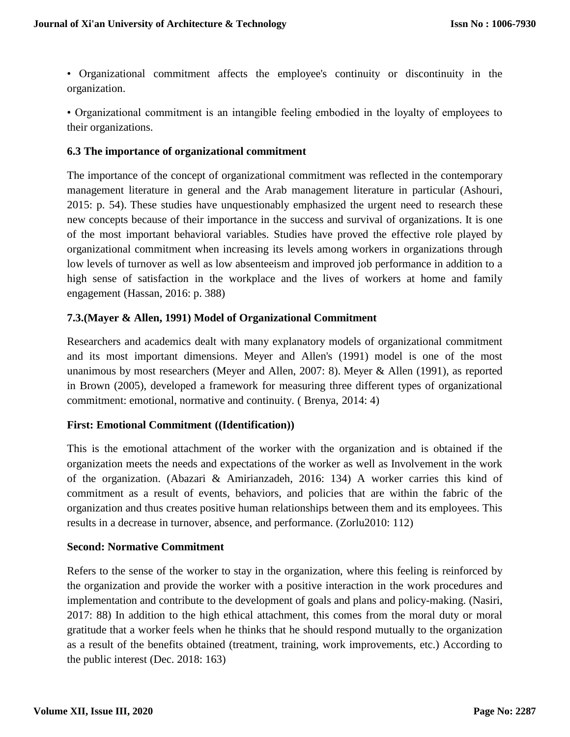• Organizational commitment affects the employee's continuity or discontinuity in the organization.

• Organizational commitment is an intangible feeling embodied in the loyalty of employees to their organizations.

### 6.3 The importance of organizational commitment

The importance of the concept of organizational commitment was reflected in the contemporary management literature in general and the Arab management literature in particular (Ashouri, 2015: p. 54). These studies have unquestionably emphasized the urgent need to research these new concepts because of their importance in the success and survival of organizations. It is one of the most important behavioral variables. Studies have proved the effective role played by organizational commitment when increasing its levels among workers in organizations through low levels of turnover as well as low absenteeism and improved job performance in addition to a high sense of satisfaction in the workplace and the lives of workers at home and family engagement (Hassan, 2016: p. 388)

### 7.3.(Mayer & Allen, 1991) Model of Organizational Commitment

Researchers and academics dealt with many explanatory models of organizational commitment and its most important dimensions. Meyer and Allen's (1991) model is one of the most unanimous by most researchers (Meyer and Allen, 2007: 8). Meyer & Allen (1991), as reported in Brown (2005), developed a framework for measuring three different types of organizational commitment: emotional, normative and continuity. ( Brenya, 2014: 4)

**First: Emotional Commitment ((Identification))**

This is the emotional attachment of the worker with the organization and is obtained if the organization meets the needs and expectations of the worker as well as Involvement in the work of the organization. (Abazari & Amirianzadeh, 2016: 134) A worker carries this kind of commitment as a result of events, behaviors, and policies that are within the fabric of the organization and thus creates positive human relationships between them and its employees. This results in a decrease in turnover, absence, and performance. (Zorlu2010: 112)

**Second: Normative Commitment**

Refers to the sense of the worker to stay in the organization, where this feeling is reinforced by the organization and provide the worker with a positive interaction in the work procedures and implementation and contribute to the development of goals and plans and policy-making. (Nasiri, 2017: 88) In addition to the high ethical attachment, this comes from the moral duty or moral gratitude that a worker feels when he thinks that he should respond mutually to the organization as a result of the benefits obtained (treatment, training, work improvements, etc.) According to the public interest (Dec. 2018: 163)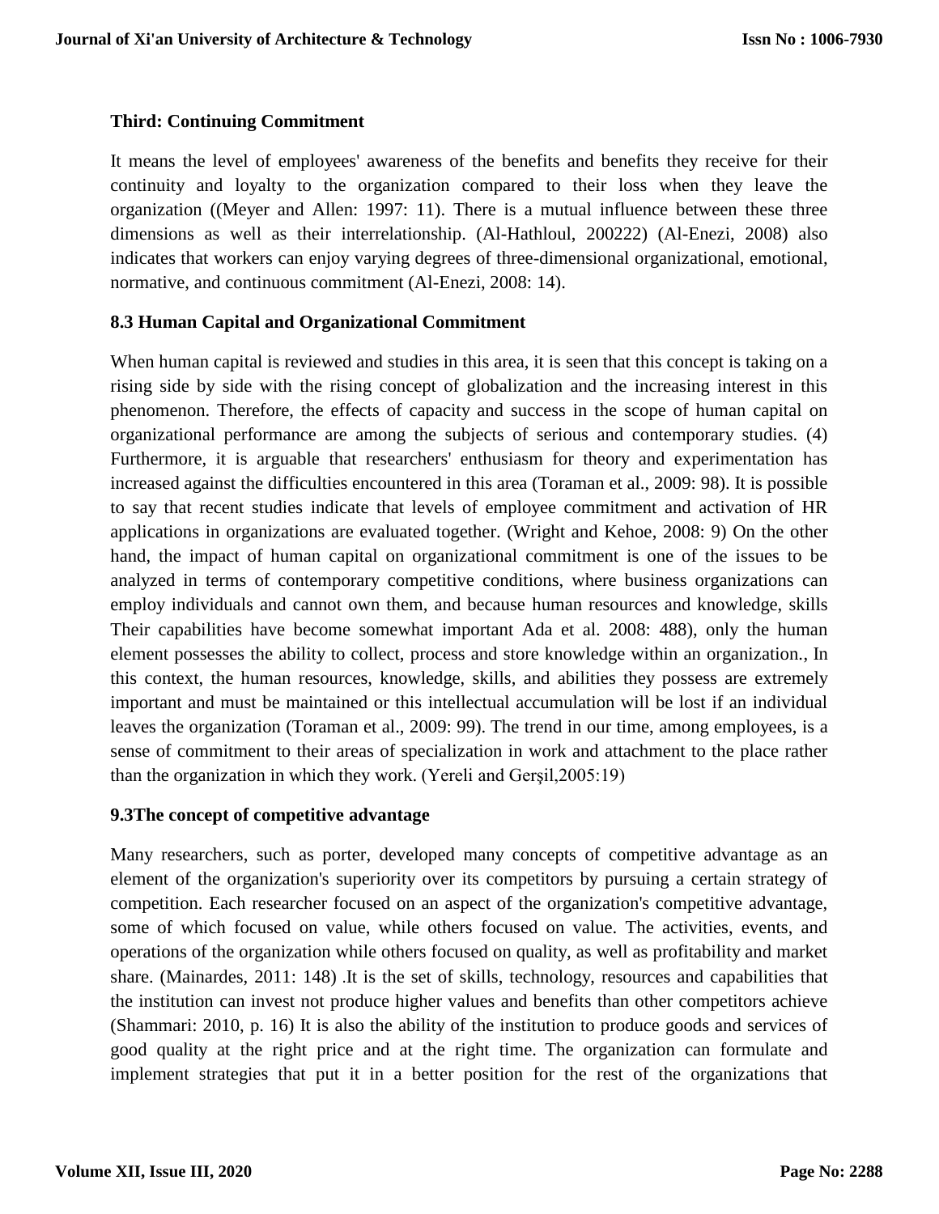**Third: Continuing Commitment**

It means the level of employees' awareness of the benefits and benefits they receive for their continuity and loyalty to the organization compared to their loss when they leave the organization ((Meyer and Allen: 1997: 11). There is a mutual influence between these three dimensions as well as their interrelationship. (Al-Hathloul, 200222) (Al-Enezi, 2008) also indicates that workers can enjoy varying degrees of three-dimensional organizational, emotional, normative, and continuous commitment (Al-Enezi, 2008: 14).

### 8.3 Human Capital and Organizational Commitment

When human capital is reviewed and studies in this area, it is seen that this concept is taking on a rising side by side with the rising concept of globalization and the increasing interest in this phenomenon. Therefore, the effects of capacity and success in the scope of human capital on organizational performance are among the subjects of serious and contemporary studies. (4) Furthermore, it is arguable that researchers' enthusiasm for theory and experimentation has increased against the difficulties encountered in this area (Toraman et al., 2009: 98). It is possible to say that recent studies indicate that levels of employee commitment and activation of HR applications in organizations are evaluated together. (Wright and Kehoe, 2008: 9) On the other hand, the impact of human capital on organizational commitment is one of the issues to be analyzed in terms of contemporary competitive conditions, where business organizations can employ individuals and cannot own them, and because human resources and knowledge, skills Their capabilities have become somewhat important Ada et al. 2008: 488), only the human element possesses the ability to collect, process and store knowledge within an organization., In this context, the human resources, knowledge, skills, and abilities they possess are extremely important and must be maintained or this intellectual accumulation will be lost if an individual leaves the organization (Toraman et al., 2009: 99). The trend in our time, among employees, is a sense of commitment to their areas of specialization in work and attachment to the place rather than the organization in which they work. (Yereli and Gerşil,2005:19)

### 9.3The concept of competitive advantage

Many researchers, such as porter, developed many concepts of competitive advantage as an element of the organization's superiority over its competitors by pursuing a certain strategy of competition. Each researcher focused on an aspect of the organization's competitive advantage, some of which focused on value, while others focused on value. The activities, events, and operations of the organization while others focused on quality, as well as profitability and market share. (Mainardes, 2011: 148) .It is the set of skills, technology, resources and capabilities that the institution can invest not produce higher values and benefits than other competitors achieve (Shammari: 2010, p. 16) It is also the ability of the institution to produce goods and services of good quality at the right price and at the right time. The organization can formulate and implement strategies that put it in a better position for the rest of the organizations that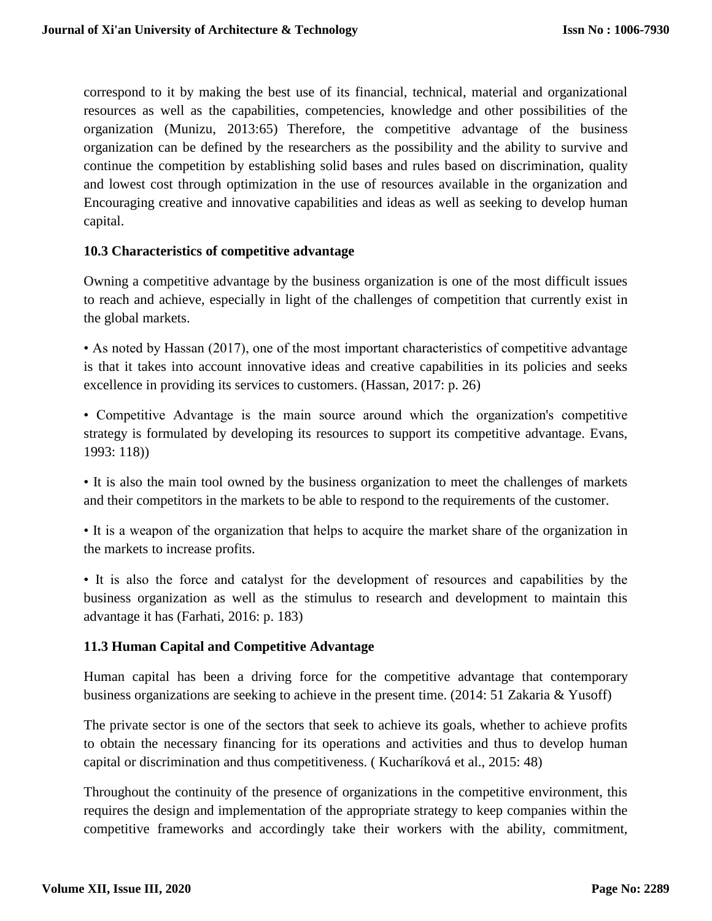correspond to it by making the best use of its financial, technical, material and organizational resources as well as the capabilities, competencies, knowledge and other possibilities of the organization (Munizu, 2013:65) Therefore, the competitive advantage of the business organization can be defined by the researchers as the possibility and the ability to survive and continue the competition by establishing solid bases and rules based on discrimination, quality and lowest cost through optimization in the use of resources available in the organization and Encouraging creative and innovative capabilities and ideas as well as seeking to develop human capital.

### 10.3 Characteristics of competitive advantage

Owning a competitive advantage by the business organization is one of the most difficult issues to reach and achieve, especially in light of the challenges of competition that currently exist in the global markets.

• As noted by Hassan (2017), one of the most important characteristics of competitive advantage is that it takes into account innovative ideas and creative capabilities in its policies and seeks excellence in providing its services to customers. (Hassan, 2017: p. 26)

• Competitive Advantage is the main source around which the organization's competitive strategy is formulated by developing its resources to support its competitive advantage. Evans, 1993: 118))

• It is also the main tool owned by the business organization to meet the challenges of markets and their competitors in the markets to be able to respond to the requirements of the customer.

• It is a weapon of the organization that helps to acquire the market share of the organization in the markets to increase profits.

• It is also the force and catalyst for the development of resources and capabilities by the business organization as well as the stimulus to research and development to maintain this advantage it has (Farhati, 2016: p. 183)

### 11.3 Human Capital and Competitive Advantage

Human capital has been a driving force for the competitive advantage that contemporary business organizations are seeking to achieve in the present time. (2014: 51 Zakaria & Yusoff)

The private sector is one of the sectors that seek to achieve its goals, whether to achieve profits to obtain the necessary financing for its operations and activities and thus to develop human capital or discrimination and thus competitiveness. ( Kucharíková et al., 2015: 48)

Throughout the continuity of the presence of organizations in the competitive environment, this requires the design and implementation of the appropriate strategy to keep companies within the competitive frameworks and accordingly take their workers with the ability, commitment,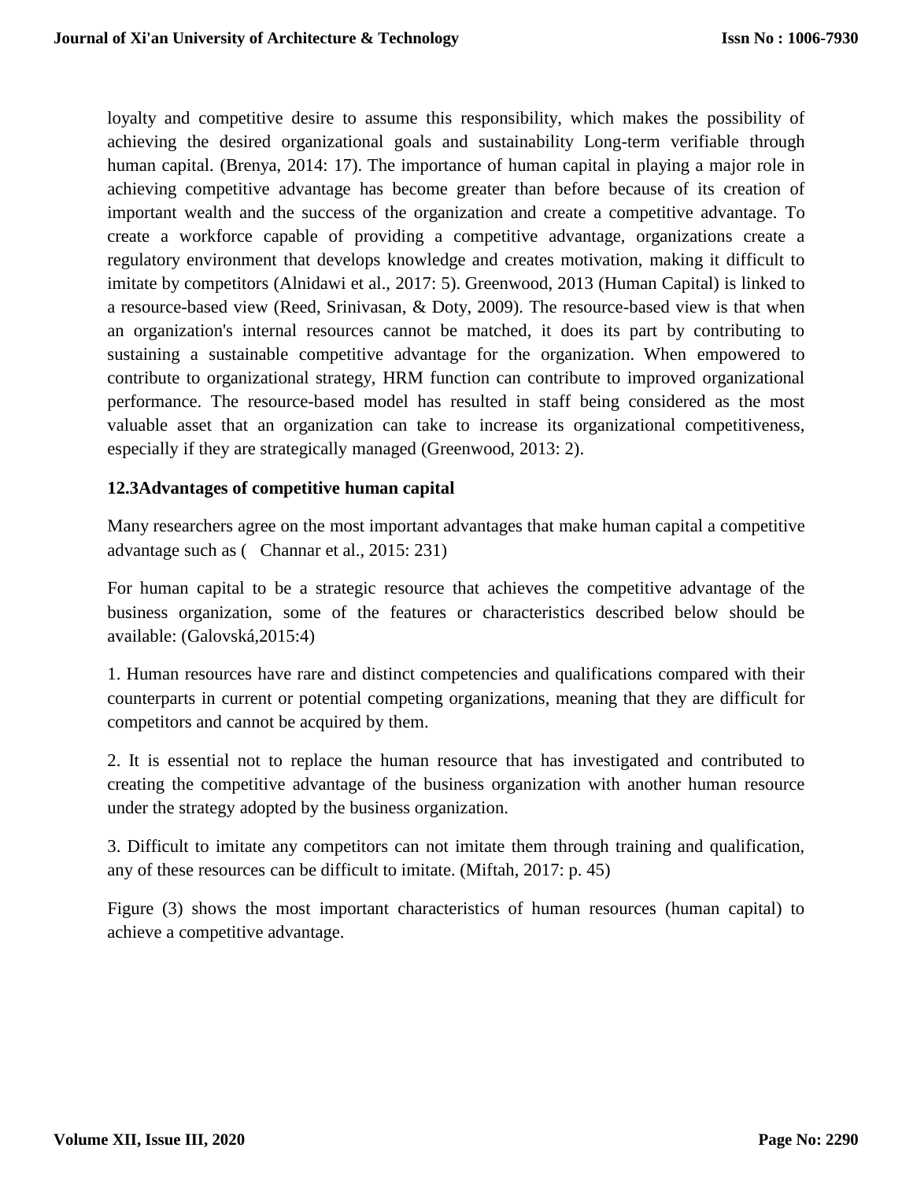loyalty and competitive desire to assume this responsibility, which makes the possibility of achieving the desired organizational goals and sustainability Long-term verifiable through human capital. (Brenya, 2014: 17). The importance of human capital in playing a major role in achieving competitive advantage has become greater than before because of its creation of important wealth and the success of the organization and create a competitive advantage. To create a workforce capable of providing a competitive advantage, organizations create a regulatory environment that develops knowledge and creates motivation, making it difficult to imitate by competitors (Alnidawi et al., 2017: 5). Greenwood, 2013 (Human Capital) is linked to a resource-based view (Reed, Srinivasan, & Doty, 2009). The resource-based view is that when an organization's internal resources cannot be matched, it does its part by contributing to sustaining a sustainable competitive advantage for the organization. When empowered to contribute to organizational strategy, HRM function can contribute to improved organizational performance. The resource-based model has resulted in staff being considered as the most valuable asset that an organization can take to increase its organizational competitiveness, especially if they are strategically managed (Greenwood, 2013: 2).

### 12.3Advantages of competitive human capital

Many researchers agree on the most important advantages that make human capital a competitive advantage such as ( Channar et al., 2015: 231)

For human capital to be a strategic resource that achieves the competitive advantage of the business organization, some of the features or characteristics described below should be available: (Galovská,2015:4)

1. Human resources have rare and distinct competencies and qualifications compared with their counterparts in current or potential competing organizations, meaning that they are difficult for competitors and cannot be acquired by them.

2. It is essential not to replace the human resource that has investigated and contributed to creating the competitive advantage of the business organization with another human resource under the strategy adopted by the business organization.

3. Difficult to imitate any competitors can not imitate them through training and qualification, any of these resources can be difficult to imitate. (Miftah, 2017: p. 45)

Figure (3) shows the most important characteristics of human resources (human capital) to achieve a competitive advantage.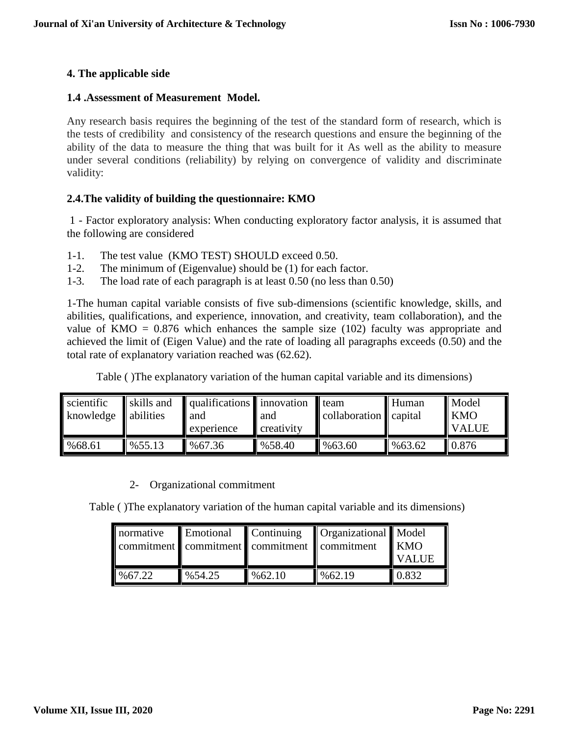## 4. The applicable side

### 1.4 .Assessment of Measurement Model.

Any research basis requires the beginning of the test of the standard form of research, which is the tests of credibility and consistency of the research questions and ensure the beginning of the ability of the data to measure the thing that was built for it As well as the ability to measure under several conditions (reliability) by relying on convergence of validity and discriminate validity:

### 2.4.The validity of building the questionnaire: KMO

1 - Factor exploratory analysis: When conducting exploratory factor analysis, it is assumed that the following are considered

1-1. The test value (KMO TEST) SHOULD exceed 0.50.
1-2. The minimum of (Eigenvalue) should be (1) for each factor.
1-3. The load rate of each paragraph is at least 0.50 (no less than 0.50)

1-The human capital variable consists of five sub-dimensions (scientific knowledge, skills, and abilities, qualifications, and experience, innovation, and creativity, team collaboration), and the value of KMO = 0.876 which enhances the sample size (102) faculty was appropriate and achieved the limit of (Eigen Value) and the rate of loading all paragraphs exceeds (0.50) and the total rate of explanatory variation reached was (62.62).

Table ( )The explanatory variation of the human capital variable and its dimensions)

| scientific knowledge | skills and abilities | qualifications and experience | innovation and creativity | team collaboration | Human capital | Model KMO VALUE |
|---|---|---|---|---|---|---|
| %68.61 | %55.13 | %67.36 | %58.40 | %63.60 | %63.62 | 0.876 |

2- Organizational commitment

Table ( )The explanatory variation of the human capital variable and its dimensions)

| normative commitment | Emotional commitment | Continuing commitment | Organizational commitment | Model KMO VALUE |
|---|---|---|---|---|
| %67.22 | %54.25 | %62.10 | %62.19 | 0.832 |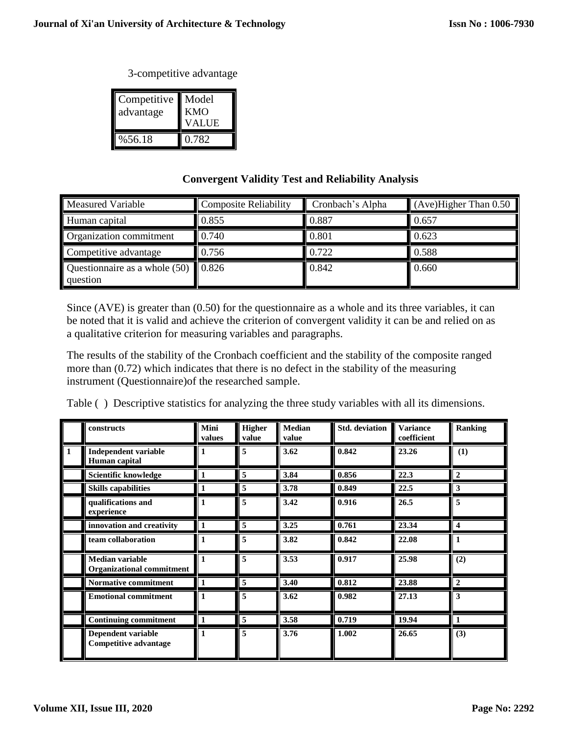3-competitive advantage

| Competitive advantage | Model KMO VALUE |
|---|---|
| %56.18 | 0.782 |

**Convergent Validity Test and Reliability Analysis**

| Measured Variable | Composite Reliability | Cronbach's Alpha | (Ave)Higher Than 0.50 |
|---|---|---|---|
| Human capital | 0.855 | 0.887 | 0.657 |
| Organization commitment | 0.740 | 0.801 | 0.623 |
| Competitive advantage | 0.756 | 0.722 | 0.588 |
| Questionnaire as a whole (50) question | 0.826 | 0.842 | 0.660 |

Since (AVE) is greater than (0.50) for the questionnaire as a whole and its three variables, it can be noted that it is valid and achieve the criterion of convergent validity it can be and relied on as a qualitative criterion for measuring variables and paragraphs.

The results of the stability of the Cronbach coefficient and the stability of the composite ranged more than (0.72) which indicates that there is no defect in the stability of the measuring instrument (Questionnaire)of the researched sample.

Table ( ) Descriptive statistics for analyzing the three study variables with all its dimensions.

| | constructs | Mini values | Higher value | Median value | Std. deviation | Variance coefficient | Ranking |
|---|---|---|---|---|---|---|---|
| **1** | **Independent variable Human capital** | **1** | **5** | **3.62** | **0.842** | **23.26** | **(1)** |
| | **Scientific knowledge** | **1** | **5** | **3.84** | **0.856** | **22.3** | **2** |
| | **Skills capabilities** | **1** | **5** | **3.78** | **0.849** | **22.5** | **3** |
| | **qualifications and experience** | **1** | **5** | **3.42** | **0.916** | **26.5** | **5** |
| | **innovation and creativity** | **1** | **5** | **3.25** | **0.761** | **23.34** | **4** |
| | **team collaboration** | **1** | **5** | **3.82** | **0.842** | **22.08** | **1** |
| | **Median variable Organizational commitment** | **1** | **5** | **3.53** | **0.917** | **25.98** | **(2)** |
| | **Normative commitment** | **1** | **5** | **3.40** | **0.812** | **23.88** | **2** |
| | **Emotional commitment** | **1** | **5** | **3.62** | **0.982** | **27.13** | **3** |
| | **Continuing commitment** | **1** | **5** | **3.58** | **0.719** | **19.94** | **1** |
| | **Dependent variable Competitive advantage** | **1** | **5** | **3.76** | **1.002** | **26.65** | **(3)** |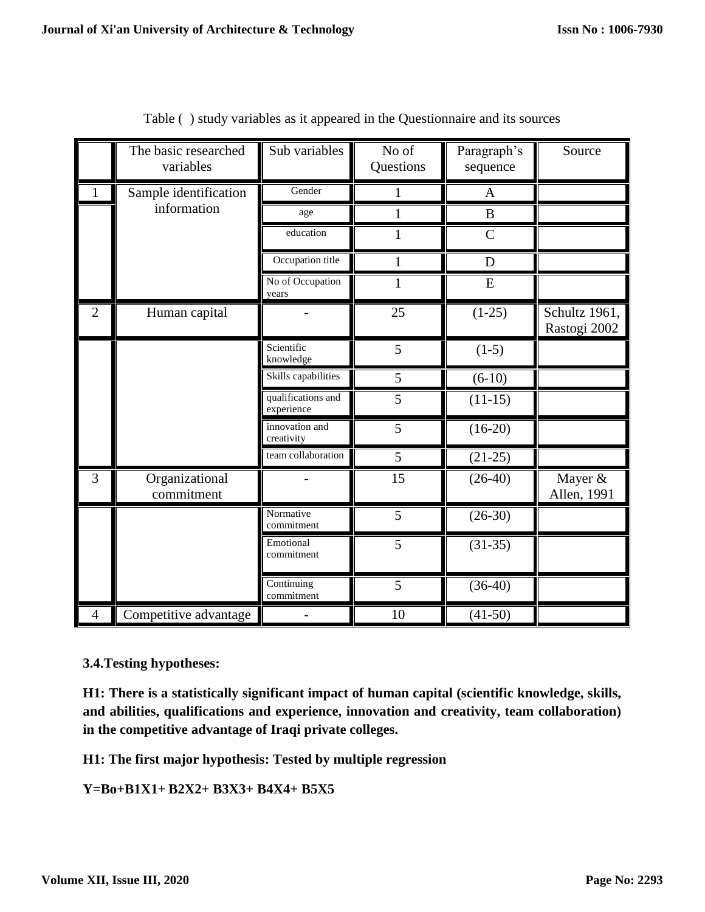Table ( ) study variables as it appeared in the Questionnaire and its sources

| | The basic researched variables | Sub variables | No of Questions | Paragraph's sequence | Source |
|---|---|---|---|---|---|
| 1 | Sample identification information | Gender | 1 | A | |
| | | age | 1 | B | |
| | | education | 1 | C | |
| | | Occupation title | 1 | D | |
| | | No of Occupation years | 1 | E | |
| 2 | Human capital | - | 25 | (1-25) | Schultz 1961, Rastogi 2002 |
| | | Scientific knowledge | 5 | (1-5) | |
| | | Skills capabilities | 5 | (6-10) | |
| | | qualifications and experience | 5 | (11-15) | |
| | | innovation and creativity | 5 | (16-20) | |
| | | team collaboration | 5 | (21-25) | |
| 3 | Organizational commitment | - | 15 | (26-40) | Mayer & Allen, 1991 |
| | | Normative commitment | 5 | (26-30) | |
| | | Emotional commitment | 5 | (31-35) | |
| | | Continuing commitment | 5 | (36-40) | |
| 4 | Competitive advantage | - | 10 | (41-50) | |

### 3.4. Testing hypotheses:

**H1: There is a statistically significant impact of human capital (scientific knowledge, skills, and abilities, qualifications and experience, innovation and creativity, team collaboration) in the competitive advantage of Iraqi private colleges.**

**H1: The first major hypothesis: Tested by multiple regression**

$$Y = B_0 + B_1X_1 + B_2X_2 + B_3X_3 + B_4X_4 + B_5X_5$$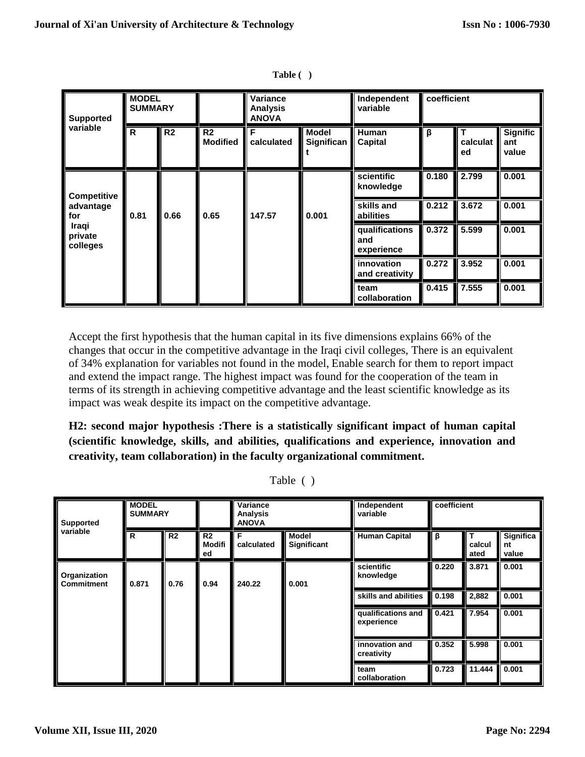**Table ( )**

| Supported variable | MODEL SUMMARY | | | Variance Analysis ANOVA | | Independent variable | coefficient | | |
|---|---|---|---|---|---|---|---|---|---|
| | R | R2 | R2 Modified | F calculated | Model Significant | Human Capital | β | T calculated | Significant value |
| Competitive advantage for Iraqi private colleges | 0.81 | 0.66 | 0.65 | 147.57 | 0.001 | scientific knowledge | 0.180 | 2.799 | 0.001 |
| | | | | | | skills and abilities | 0.212 | 3.672 | 0.001 |
| | | | | | | qualifications and experience | 0.372 | 5.599 | 0.001 |
| | | | | | | innovation and creativity | 0.272 | 3.952 | 0.001 |
| | | | | | | team collaboration | 0.415 | 7.555 | 0.001 |

Accept the first hypothesis that the human capital in its five dimensions explains 66% of the changes that occur in the competitive advantage in the Iraqi civil colleges, There is an equivalent of 34% explanation for variables not found in the model, Enable search for them to report impact and extend the impact range. The highest impact was found for the cooperation of the team in terms of its strength in achieving competitive advantage and the least scientific knowledge as its impact was weak despite its impact on the competitive advantage.

**H2: second major hypothesis :There is a statistically significant impact of human capital (scientific knowledge, skills, and abilities, qualifications and experience, innovation and creativity, team collaboration) in the faculty organizational commitment.**

Table ( )

| Supported variable | MODEL SUMMARY | | | Variance Analysis ANOVA | | Independent variable | coefficient | | |
|---|---|---|---|---|---|---|---|---|---|
| | R | R2 | R2 Modified | F calculated | Model Significant | Human Capital | β | T calculated | Significant value |
| Organization Commitment | 0.871 | 0.76 | 0.94 | 240.22 | 0.001 | scientific knowledge | 0.220 | 3.871 | 0.001 |
| | | | | | | skills and abilities | 0.198 | 2,882 | 0.001 |
| | | | | | | qualifications and experience | 0.421 | 7.954 | 0.001 |
| | | | | | | innovation and creativity | 0.352 | 5.998 | 0.001 |
| | | | | | | team collaboration | 0.723 | 11.444 | 0.001 |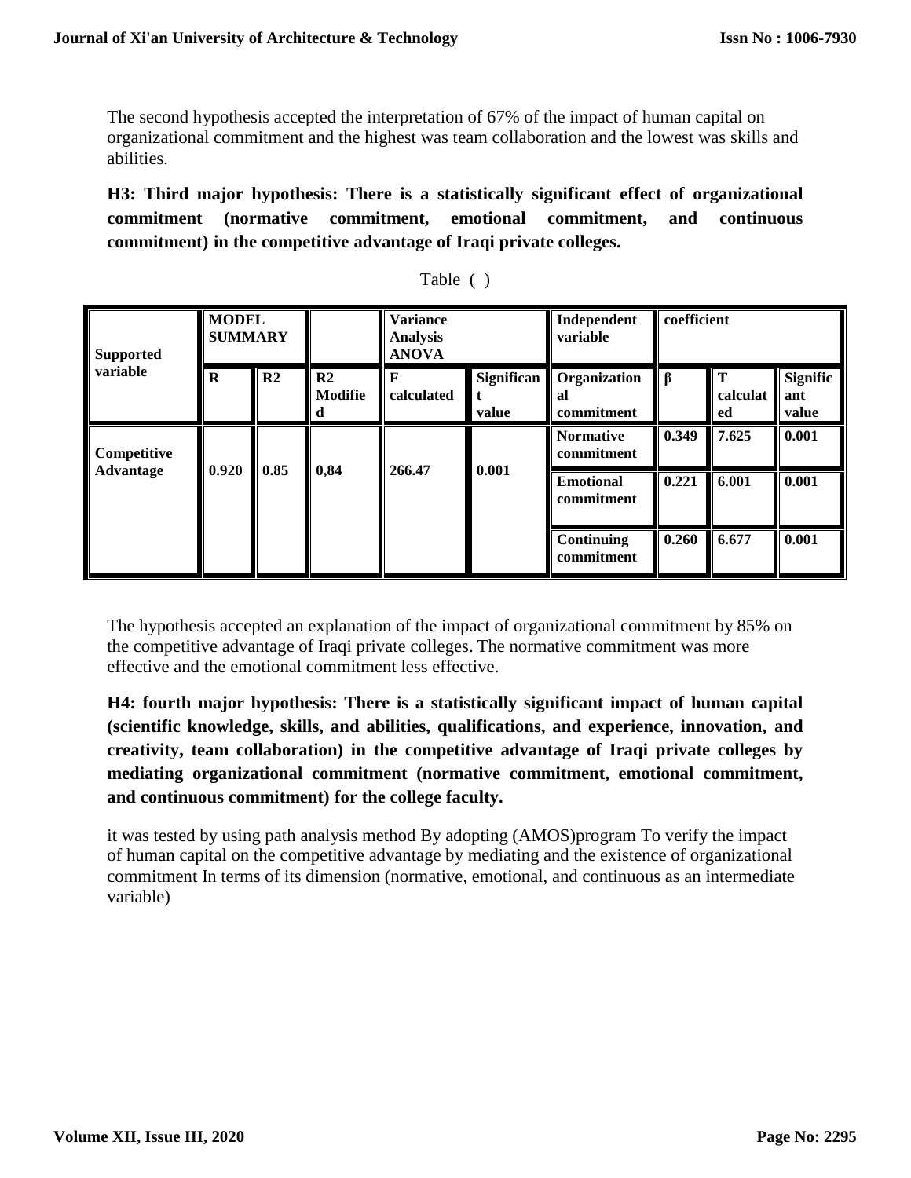The second hypothesis accepted the interpretation of 67% of the impact of human capital on organizational commitment and the highest was team collaboration and the lowest was skills and abilities.

**H3: Third major hypothesis: There is a statistically significant effect of organizational commitment (normative commitment, emotional commitment, and continuous commitment) in the competitive advantage of Iraqi private colleges.**

Table ( )

| Supported variable | MODEL SUMMARY | | | Variance Analysis ANOVA | | Independent variable | coefficient | | |
|---|---|---|---|---|---|---|---|---|---|
| | R | R2 | R2 Modified | F calculated | Significant value | Organizational commitment | β | T calculated | Significant value |
| Competitive Advantage | 0.920 | 0.85 | 0,84 | 266.47 | 0.001 | Normative commitment | 0.349 | 7.625 | 0.001 |
| | | | | | | Emotional commitment | 0.221 | 6.001 | 0.001 |
| | | | | | | Continuing commitment | 0.260 | 6.677 | 0.001 |

The hypothesis accepted an explanation of the impact of organizational commitment by 85% on the competitive advantage of Iraqi private colleges. The normative commitment was more effective and the emotional commitment less effective.

**H4: fourth major hypothesis: There is a statistically significant impact of human capital (scientific knowledge, skills, and abilities, qualifications, and experience, innovation, and creativity, team collaboration) in the competitive advantage of Iraqi private colleges by mediating organizational commitment (normative commitment, emotional commitment, and continuous commitment) for the college faculty.**

it was tested by using path analysis method By adopting (AMOS)program To verify the impact of human capital on the competitive advantage by mediating and the existence of organizational commitment In terms of its dimension (normative, emotional, and continuous as an intermediate variable)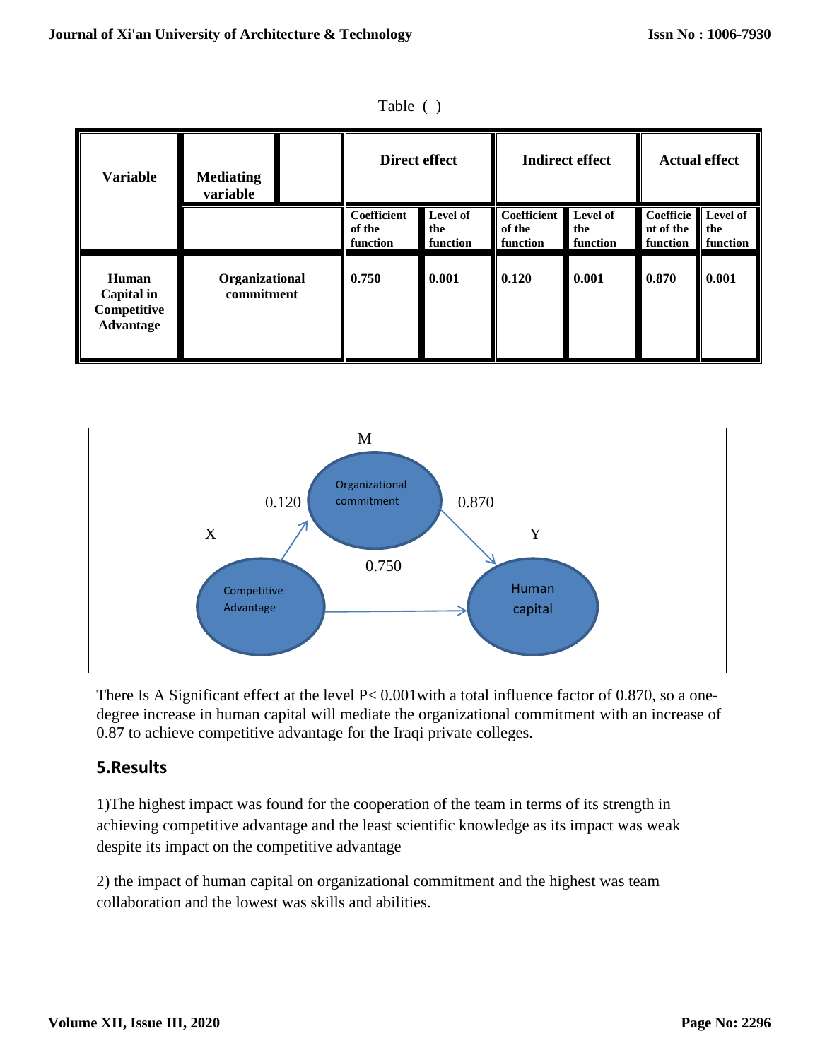Table ( )

| Variable | Mediating variable | Direct effect | | Indirect effect | | Actual effect | |
|---|---|---|---|---|---|---|---|
| | | Coefficient of the function | Level of the function | Coefficient of the function | Level of the function | Coefficient of the function | Level of the function |
| Human Capital in Competitive Advantage | Organizational commitment | 0.750 | 0.001 | 0.120 | 0.001 | 0.870 | 0.001 |

M

Organizational commitment

0.120 0.870

X Y

0.750

Competitive Advantage

Human capital

There Is A Significant effect at the level P< 0.001with a total influence factor of 0.870, so a one-degree increase in human capital will mediate the organizational commitment with an increase of 0.87 to achieve competitive advantage for the Iraqi private colleges.

## 5.Results

1)The highest impact was found for the cooperation of the team in terms of its strength in achieving competitive advantage and the least scientific knowledge as its impact was weak despite its impact on the competitive advantage

2) the impact of human capital on organizational commitment and the highest was team collaboration and the lowest was skills and abilities.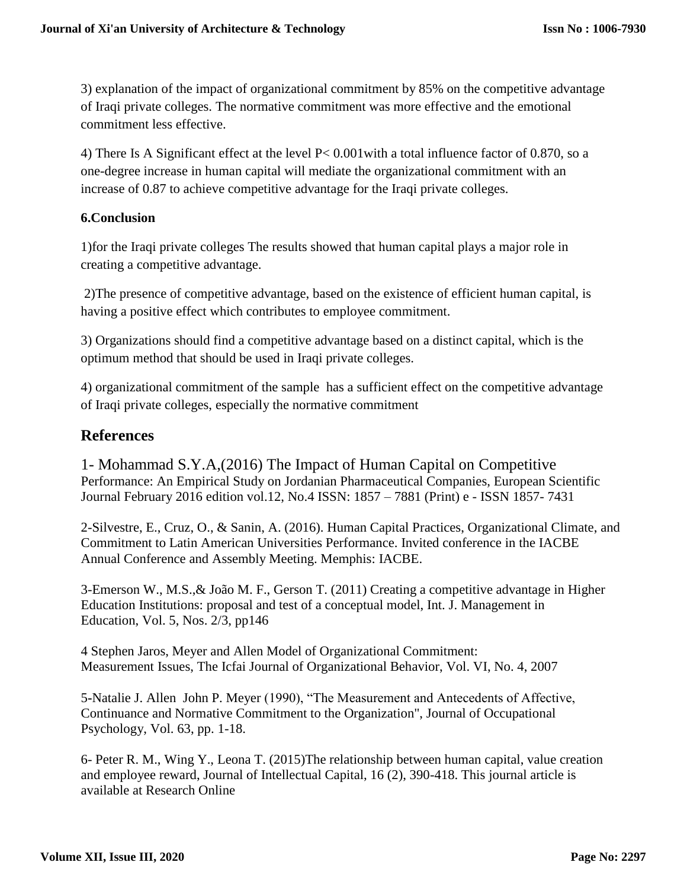3) explanation of the impact of organizational commitment by 85% on the competitive advantage of Iraqi private colleges. The normative commitment was more effective and the emotional commitment less effective.

4) There Is A Significant effect at the level $P < 0.001$with a total influence factor of 0.870, so a one-degree increase in human capital will mediate the organizational commitment with an increase of 0.87 to achieve competitive advantage for the Iraqi private colleges.

**6.Conclusion**

1)for the Iraqi private colleges The results showed that human capital plays a major role in creating a competitive advantage.

2)The presence of competitive advantage, based on the existence of efficient human capital, is having a positive effect which contributes to employee commitment.

3) Organizations should find a competitive advantage based on a distinct capital, which is the optimum method that should be used in Iraqi private colleges.

4) organizational commitment of the sample has a sufficient effect on the competitive advantage of Iraqi private colleges, especially the normative commitment

## References

1- Mohammad S.Y.A,(2016) The Impact of Human Capital on Competitive Performance: An Empirical Study on Jordanian Pharmaceutical Companies, European Scientific Journal February 2016 edition vol.12, No.4 ISSN: 1857 – 7881 (Print) e - ISSN 1857- 7431

2-Silvestre, E., Cruz, O., & Sanin, A. (2016). Human Capital Practices, Organizational Climate, and Commitment to Latin American Universities Performance. Invited conference in the IACBE Annual Conference and Assembly Meeting. Memphis: IACBE.

3-Emerson W., M.S.,& João M. F., Gerson T. (2011) Creating a competitive advantage in Higher Education Institutions: proposal and test of a conceptual model, Int. J. Management in Education, Vol. 5, Nos. 2/3, pp146

4 Stephen Jaros, Meyer and Allen Model of Organizational Commitment: Measurement Issues, The Icfai Journal of Organizational Behavior, Vol. VI, No. 4, 2007

5-Natalie J. Allen John P. Meyer (1990), "The Measurement and Antecedents of Affective, Continuance and Normative Commitment to the Organization", Journal of Occupational Psychology, Vol. 63, pp. 1-18.

6- Peter R. M., Wing Y., Leona T. (2015)The relationship between human capital, value creation and employee reward, Journal of Intellectual Capital, 16 (2), 390-418. This journal article is available at Research Online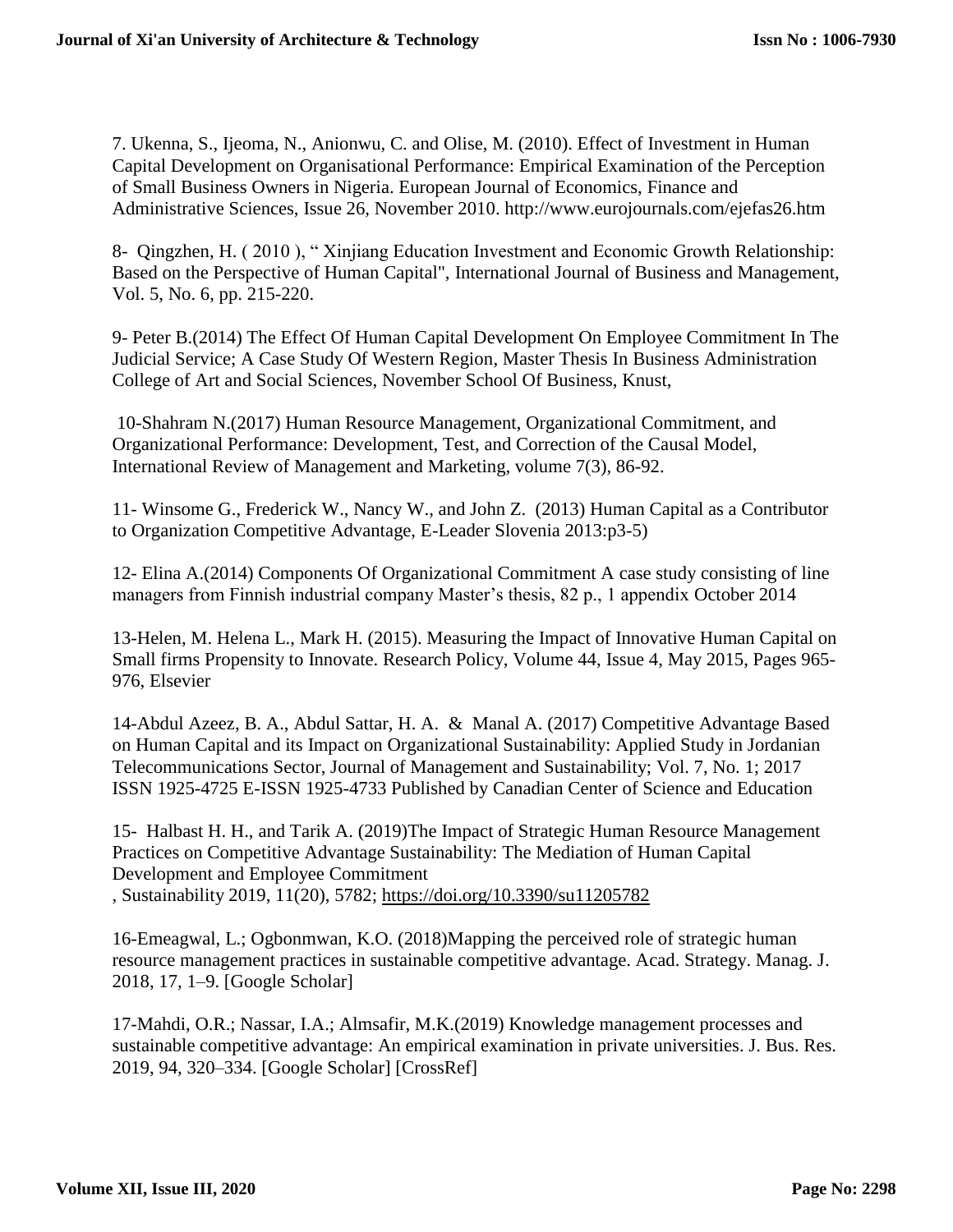7. Ukenna, S., Ijeoma, N., Anionwu, C. and Olise, M. (2010). Effect of Investment in Human Capital Development on Organisational Performance: Empirical Examination of the Perception of Small Business Owners in Nigeria. European Journal of Economics, Finance and Administrative Sciences, Issue 26, November 2010. http://www.eurojournals.com/ejefas26.htm

8- Qingzhen, H. ( 2010 ), " Xinjiang Education Investment and Economic Growth Relationship: Based on the Perspective of Human Capital", International Journal of Business and Management, Vol. 5, No. 6, pp. 215-220.

9- Peter B.(2014) The Effect Of Human Capital Development On Employee Commitment In The Judicial Service; A Case Study Of Western Region, Master Thesis In Business Administration College of Art and Social Sciences, November School Of Business, Knust,

10-Shahram N.(2017) Human Resource Management, Organizational Commitment, and Organizational Performance: Development, Test, and Correction of the Causal Model, International Review of Management and Marketing, volume 7(3), 86-92.

11- Winsome G., Frederick W., Nancy W., and John Z. (2013) Human Capital as a Contributor to Organization Competitive Advantage, E-Leader Slovenia 2013:p3-5)

12- Elina A.(2014) Components Of Organizational Commitment A case study consisting of line managers from Finnish industrial company Master's thesis, 82 p., 1 appendix October 2014

13-Helen, M. Helena L., Mark H. (2015). Measuring the Impact of Innovative Human Capital on Small firms Propensity to Innovate. Research Policy, Volume 44, Issue 4, May 2015, Pages 965-976, Elsevier

14-Abdul Azeez, B. A., Abdul Sattar, H. A. & Manal A. (2017) Competitive Advantage Based on Human Capital and its Impact on Organizational Sustainability: Applied Study in Jordanian Telecommunications Sector, Journal of Management and Sustainability; Vol. 7, No. 1; 2017 ISSN 1925-4725 E-ISSN 1925-4733 Published by Canadian Center of Science and Education

15- Halbast H. H., and Tarik A. (2019)The Impact of Strategic Human Resource Management Practices on Competitive Advantage Sustainability: The Mediation of Human Capital Development and Employee Commitment
, Sustainability 2019, 11(20), 5782; https://doi.org/10.3390/su11205782

16-Emeagwal, L.; Ogbonmwan, K.O. (2018)Mapping the perceived role of strategic human resource management practices in sustainable competitive advantage. Acad. Strategy. Manag. J. 2018, 17, 1–9. [Google Scholar]

17-Mahdi, O.R.; Nassar, I.A.; Almsafir, M.K.(2019) Knowledge management processes and sustainable competitive advantage: An empirical examination in private universities. J. Bus. Res. 2019, 94, 320–334. [Google Scholar] [CrossRef]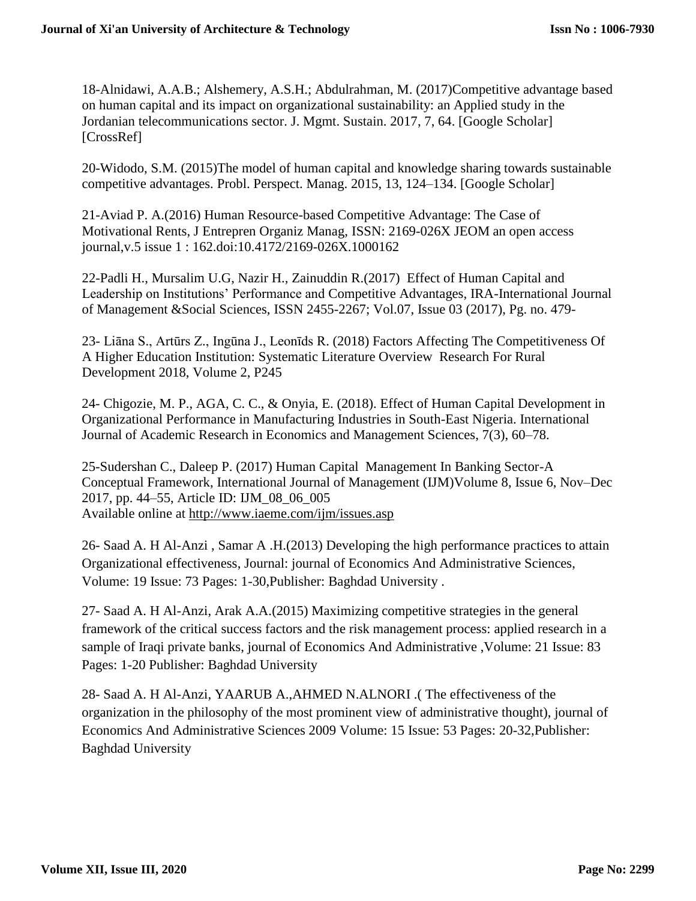18-Alnidawi, A.A.B.; Alshemery, A.S.H.; Abdulrahman, M. (2017)Competitive advantage based on human capital and its impact on organizational sustainability: an Applied study in the Jordanian telecommunications sector. J. Mgmt. Sustain. 2017, 7, 64. [Google Scholar] [CrossRef]

20-Widodo, S.M. (2015)The model of human capital and knowledge sharing towards sustainable competitive advantages. Probl. Perspect. Manag. 2015, 13, 124–134. [Google Scholar]

21-Aviad P. A.(2016) Human Resource-based Competitive Advantage: The Case of Motivational Rents, J Entrepren Organiz Manag, ISSN: 2169-026X JEOM an open access journal,v.5 issue 1 : 162.doi:10.4172/2169-026X.1000162

22-Padli H., Mursalim U.G, Nazir H., Zainuddin R.(2017) Effect of Human Capital and Leadership on Institutions' Performance and Competitive Advantages, IRA-International Journal of Management &Social Sciences, ISSN 2455-2267; Vol.07, Issue 03 (2017), Pg. no. 479-

23- Liāna S., Artūrs Z., Ingūna J., Leonīds R. (2018) Factors Affecting The Competitiveness Of A Higher Education Institution: Systematic Literature Overview Research For Rural Development 2018, Volume 2, P245

24- Chigozie, M. P., AGA, C. C., & Onyia, E. (2018). Effect of Human Capital Development in Organizational Performance in Manufacturing Industries in South-East Nigeria. International Journal of Academic Research in Economics and Management Sciences, 7(3), 60–78.

25-Sudershan C., Daleep P. (2017) Human Capital Management In Banking Sector-A Conceptual Framework, International Journal of Management (IJM)Volume 8, Issue 6, Nov–Dec 2017, pp. 44–55, Article ID: IJM_08_06_005
Available online at http://www.iaeme.com/ijm/issues.asp

26- Saad A. H Al-Anzi , Samar A .H.(2013) Developing the high performance practices to attain Organizational effectiveness, Journal: journal of Economics And Administrative Sciences, Volume: 19 Issue: 73 Pages: 1-30,Publisher: Baghdad University .

27- Saad A. H Al-Anzi, Arak A.A.(2015) Maximizing competitive strategies in the general framework of the critical success factors and the risk management process: applied research in a sample of Iraqi private banks, journal of Economics And Administrative ,Volume: 21 Issue: 83 Pages: 1-20 Publisher: Baghdad University

28- Saad A. H Al-Anzi, YAARUB A.,AHMED N.ALNORI .( The effectiveness of the organization in the philosophy of the most prominent view of administrative thought), journal of Economics And Administrative Sciences 2009 Volume: 15 Issue: 53 Pages: 20-32,Publisher: Baghdad University